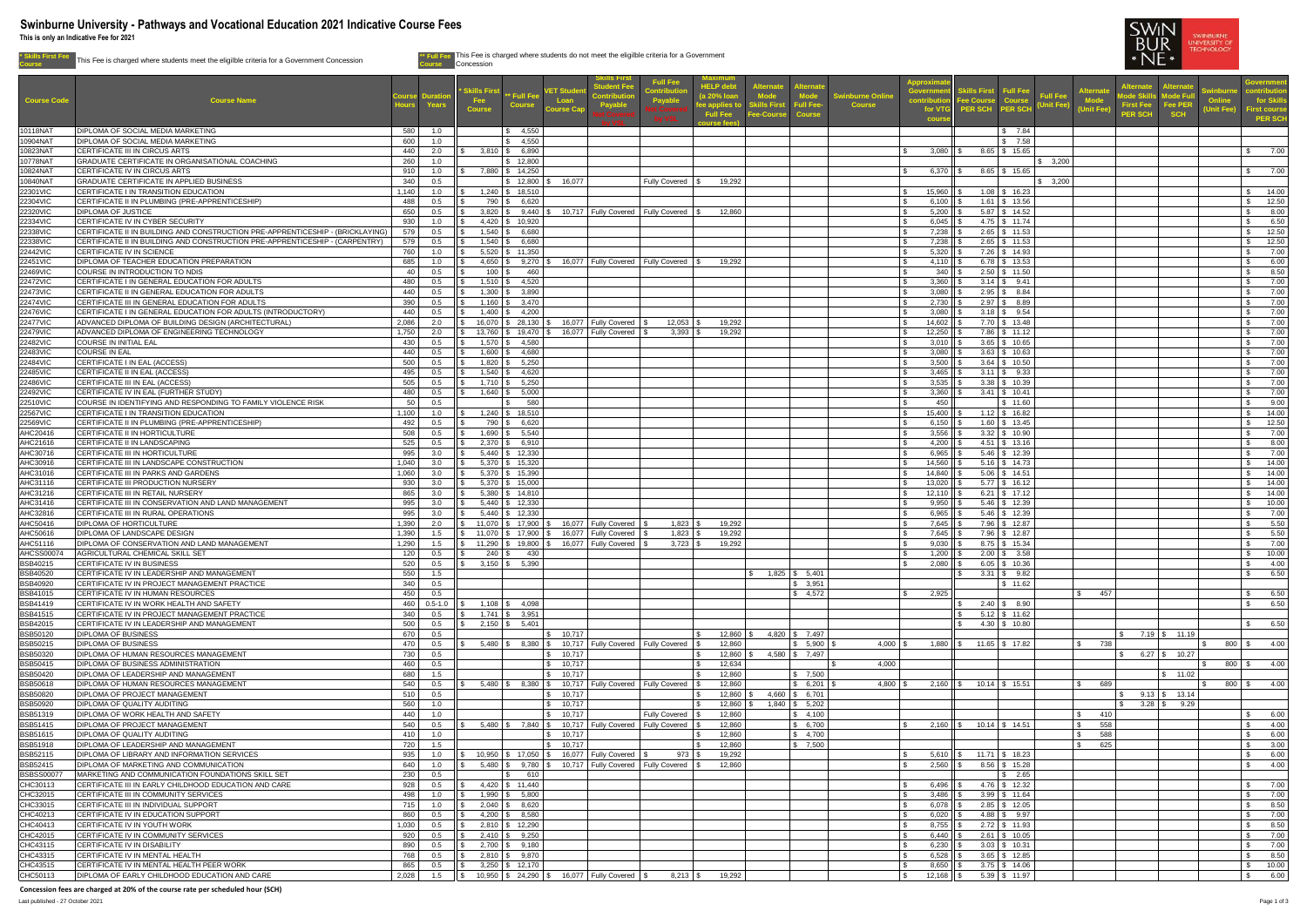# Swinburne University - Pathways and Vocational Education 2021 Indicative Course Fees

**This is only an Indicative Fee for 2021**

**\* Skills First Fee Course** This Fee is charged where students meet the eligilble criteria for a Government Concession

**\*\* Full Fee Course** This Fee is charged where students do not meet the eligilble criteria for a Government Concession

| Course Code | Course Name | Course Hours | Duration Years | * Skills First Fee Course | ** Full Fee Course | VET Student Loan Course Cap | Skills First Student Fee Contribution Payable Not Covered by VSL | Full Fee Contribution Payable Not Covered by VSL | Maximum HELP debt (a 20% loan fee applies to Full Fee course fees) | Alternate Mode Skills First Fee-Course | Alternate Mode Full Fee-Course | Swinburne Online Course | Approximate Government contribution for VTG course | Skills First Fee Course PER SCH | Full Fee Course PER SCH | Full Fee (Unit Fee) | Alternate Mode (Unit Fee) | Alternate Mode Skills First Fee PER SCH | Alternate Mode Full Fee PER SCH | Swinburne Online (Unit Fee) | Government contribution for Skills First course PER SCH |
|---|---|---|---|---|---|---|---|---|---|---|---|---|---|---|---|---|---|---|---|---|---|
| 10118NAT | DIPLOMA OF SOCIAL MEDIA MARKETING | 580 | 1.0 | | $ 4,550 | | | | | | | | | | $ 7.84 | | | | | | |
| 10904NAT | DIPLOMA OF SOCIAL MEDIA MARKETING | 600 | 1.0 | | $ 4,550 | | | | | | | | | | $ 7.58 | | | | | | |
| 10823NAT | CERTIFICATE III IN CIRCUS ARTS | 440 | 2.0 | $ 3,810 | $ 6,890 | | | | | | | | $ 3,080 | $ 8.65 | $ 15.65 | | | | | | $ 7.00 |
| 10778NAT | GRADUATE CERTIFICATE IN ORGANISATIONAL COACHING | 260 | 1.0 | | $ 12,800 | | | | | | | | | | | $ 3,200 | | | | | |
| 10824NAT | CERTIFICATE IV IN CIRCUS ARTS | 910 | 1.0 | $ 7,880 | $ 14,250 | | | | | | | | $ 6,370 | $ 8.65 | $ 15.65 | | | | | | $ 7.00 |
| 10840NAT | GRADUATE CERTIFICATE IN APPLIED BUSINESS | 340 | 0.5 | | $ 12,800 | $ 16,077 | | Fully Covered | $ 19,292 | | | | | | | $ 3,200 | | | | | |
| 22301VIC | CERTIFICATE I IN TRANSITION EDUCATION | 1,140 | 1.0 | $ 1,240 | $ 18,510 | | | | | | | | $ 15,960 | $ 1.08 | $ 16.23 | | | | | | $ 14.00 |
| 22304VIC | CERTIFICATE II IN PLUMBING (PRE-APPRENTICESHIP) | 488 | 0.5 | $ 790 | $ 6,620 | | | | | | | | $ 6,100 | $ 1.61 | $ 13.56 | | | | | | $ 12.50 |
| 22320VIC | DIPLOMA OF JUSTICE | 650 | 0.5 | $ 3,820 | $ 9,440 | $ 10,717 | Fully Covered | Fully Covered | $ 12,860 | | | | $ 5,200 | $ 5.87 | $ 14.52 | | | | | | $ 8.00 |
| 22334VIC | CERTIFICATE IV IN CYBER SECURITY | 930 | 1.0 | $ 4,420 | $ 10,920 | | | | | | | | $ 6,045 | $ 4.75 | $ 11.74 | | | | | | $ 6.50 |
| 22338VIC | CERTIFICATE II IN BUILDING AND CONSTRUCTION PRE-APPRENTICESHIP - (BRICKLAYING) | 579 | 0.5 | $ 1,540 | $ 6,680 | | | | | | | | $ 7,238 | $ 2.65 | $ 11.53 | | | | | | $ 12.50 |
| 22338VIC | CERTIFICATE II IN BUILDING AND CONSTRUCTION PRE-APPRENTICESHIP - (CARPENTRY) | 579 | 0.5 | $ 1,540 | $ 6,680 | | | | | | | | $ 7,238 | $ 2.65 | $ 11.53 | | | | | | $ 12.50 |
| 22442VIC | CERTIFICATE IV IN SCIENCE | 760 | 1.0 | $ 5,520 | $ 11,350 | | | | | | | | $ 5,320 | $ 7.26 | $ 14.93 | | | | | | $ 7.00 |
| 22451VIC | DIPLOMA OF TEACHER EDUCATION PREPARATION | 685 | 1.0 | $ 4,650 | $ 9,270 | $ 16,077 | Fully Covered | Fully Covered | $ 19,292 | | | | $ 4,110 | $ 6.78 | $ 13.53 | | | | | | $ 6.00 |
| 22469VIC | COURSE IN INTRODUCTION TO NDIS | 40 | 0.5 | $ 100 | $ 460 | | | | | | | | $ 340 | $ 2.50 | $ 11.50 | | | | | | $ 8.50 |
| 22472VIC | CERTIFICATE I IN GENERAL EDUCATION FOR ADULTS | 480 | 0.5 | $ 1,510 | $ 4,520 | | | | | | | | $ 3,360 | $ 3.14 | $ 9.41 | | | | | | $ 7.00 |
| 22473VIC | CERTIFICATE II IN GENERAL EDUCATION FOR ADULTS | 440 | 0.5 | $ 1,300 | $ 3,890 | | | | | | | | $ 3,080 | $ 2.95 | $ 8.84 | | | | | | $ 7.00 |
| 22474VIC | CERTIFICATE III IN GENERAL EDUCATION FOR ADULTS | 390 | 0.5 | $ 1,160 | $ 3,470 | | | | | | | | $ 2,730 | $ 2.97 | $ 8.89 | | | | | | $ 7.00 |
| 22476VIC | CERTIFICATE I IN GENERAL EDUCATION FOR ADULTS (INTRODUCTORY) | 440 | 0.5 | $ 1,400 | $ 4,200 | | | | | | | | $ 3,080 | $ 3.18 | $ 9.54 | | | | | | $ 7.00 |
| 22477VIC | ADVANCED DIPLOMA OF BUILDING DESIGN (ARCHITECTURAL) | 2,086 | 2.0 | $ 16,070 | $ 28,130 | $ 16,077 | Fully Covered | $ 12,053 | $ 19,292 | | | | $ 14,602 | $ 7.70 | $ 13.48 | | | | | | $ 7.00 |
| 22479VIC | ADVANCED DIPLOMA OF ENGINEERING TECHNOLOGY | 1,750 | 2.0 | $ 13,760 | $ 19,470 | $ 16,077 | Fully Covered | $ 3,393 | $ 19,292 | | | | $ 12,250 | $ 7.86 | $ 11.12 | | | | | | $ 7.00 |
| 22482VIC | COURSE IN INITIAL EAL | 430 | 0.5 | $ 1,570 | $ 4,580 | | | | | | | | $ 3,010 | $ 3.65 | $ 10.65 | | | | | | $ 7.00 |
| 22483VIC | COURSE IN EAL | 440 | 0.5 | $ 1,600 | $ 4,680 | | | | | | | | $ 3,080 | $ 3.63 | $ 10.63 | | | | | | $ 7.00 |
| 22484VIC | CERTIFICATE I IN EAL (ACCESS) | 500 | 0.5 | $ 1,820 | $ 5,250 | | | | | | | | $ 3,500 | $ 3.64 | $ 10.50 | | | | | | $ 7.00 |
| 22485VIC | CERTIFICATE II IN EAL (ACCESS) | 495 | 0.5 | $ 1,540 | $ 4,620 | | | | | | | | $ 3,465 | $ 3.11 | $ 9.33 | | | | | | $ 7.00 |
| 22486VIC | CERTIFICATE III IN EAL (ACCESS) | 505 | 0.5 | $ 1,710 | $ 5,250 | | | | | | | | $ 3,535 | $ 3.38 | $ 10.39 | | | | | | $ 7.00 |
| 22492VIC | CERTIFICATE IV IN EAL (FURTHER STUDY) | 480 | 0.5 | $ 1,640 | $ 5,000 | | | | | | | | $ 3,360 | $ 3.41 | $ 10.41 | | | | | | $ 7.00 |
| 22510VIC | COURSE IN IDENTIFYING AND RESPONDING TO FAMILY VIOLENCE RISK | 50 | 0.5 | | $ 580 | | | | | | | | $ 450 | | $ 11.60 | | | | | | $ 9.00 |
| 22567VIC | CERTIFICATE I IN TRANSITION EDUCATION | 1,100 | 1.0 | $ 1,240 | $ 18,510 | | | | | | | | $ 15,400 | $ 1.12 | $ 16.82 | | | | | | $ 14.00 |
| 22569VIC | CERTIFICATE II IN PLUMBING (PRE-APPRENTICESHIP) | 492 | 0.5 | $ 790 | $ 6,620 | | | | | | | | $ 6,150 | $ 1.60 | $ 13.45 | | | | | | $ 12.50 |
| AHC20416 | CERTIFICATE II IN HORTICULTURE | 508 | 0.5 | $ 1,690 | $ 5,540 | | | | | | | | $ 3,556 | $ 3.32 | $ 10.90 | | | | | | $ 7.00 |
| AHC21616 | CERTIFICATE II IN LANDSCAPING | 525 | 0.5 | $ 2,370 | $ 6,910 | | | | | | | | $ 4,200 | $ 4.51 | $ 13.16 | | | | | | $ 8.00 |
| AHC30716 | CERTIFICATE III IN HORTICULTURE | 995 | 3.0 | $ 5,440 | $ 12,330 | | | | | | | | $ 6,965 | $ 5.46 | $ 12.39 | | | | | | $ 7.00 |
| AHC30916 | CERTIFICATE III IN LANDSCAPE CONSTRUCTION | 1,040 | 3.0 | $ 5,370 | $ 15,320 | | | | | | | | $ 14,560 | $ 5.16 | $ 14.73 | | | | | | $ 14.00 |
| AHC31016 | CERTIFICATE III IN PARKS AND GARDENS | 1,060 | 3.0 | $ 5,370 | $ 15,390 | | | | | | | | $ 14,840 | $ 5.06 | $ 14.51 | | | | | | $ 14.00 |
| AHC31116 | CERTIFICATE III PRODUCTION NURSERY | 930 | 3.0 | $ 5,370 | $ 15,000 | | | | | | | | $ 13,020 | $ 5.77 | $ 16.12 | | | | | | $ 14.00 |
| AHC31216 | CERTIFICATE III IN RETAIL NURSERY | 865 | 3.0 | $ 5,380 | $ 14,810 | | | | | | | | $ 12,110 | $ 6.21 | $ 17.12 | | | | | | $ 14.00 |
| AHC31416 | CERTIFICATE III IN CONSERVATION AND LAND MANAGEMENT | 995 | 3.0 | $ 5,440 | $ 12,330 | | | | | | | | $ 9,950 | $ 5.46 | $ 12.39 | | | | | | $ 10.00 |
| AHC32816 | CERTIFICATE III IN RURAL OPERATIONS | 995 | 3.0 | $ 5,440 | $ 12,330 | | | | | | | | $ 6,965 | $ 5.46 | $ 12.39 | | | | | | $ 7.00 |
| AHC50416 | DIPLOMA OF HORTICULTURE | 1,390 | 2.0 | $ 11,070 | $ 17,900 | $ 16,077 | Fully Covered | $ 1,823 | $ 19,292 | | | | $ 7,645 | $ 7.96 | $ 12.87 | | | | | | $ 5.50 |
| AHC50616 | DIPLOMA OF LANDSCAPE DESIGN | 1,390 | 1.5 | $ 11,070 | $ 17,900 | $ 16,077 | Fully Covered | $ 1,823 | $ 19,292 | | | | $ 7,645 | $ 7.96 | $ 12.87 | | | | | | $ 5.50 |
| AHC51116 | DIPLOMA OF CONSERVATION AND LAND MANAGEMENT | 1,290 | 1.5 | $ 11,290 | $ 19,800 | $ 16,077 | Fully Covered | $ 3,723 | $ 19,292 | | | | $ 9,030 | $ 8.75 | $ 15.34 | | | | | | $ 7.00 |
| AHCSS00074 | AGRICULTURAL CHEMICAL SKILL SET | 120 | 0.5 | $ 240 | $ 430 | | | | | | | | $ 1,200 | $ 2.00 | $ 3.58 | | | | | | $ 10.00 |
| BSB40215 | CERTIFICATE IV IN BUSINESS | 520 | 0.5 | $ 3,150 | $ 5,390 | | | | | | | | $ 2,080 | $ 6.05 | $ 10.36 | | | | | | $ 4.00 |
| BSB40520 | CERTIFICATE IV IN LEADERSHIP AND MANAGEMENT | 550 | 1.5 | | | | | | | $ 1,825 | $ 5,401 | | | $ 3.31 | $ 9.82 | | | | | | $ 6.50 |
| BSB40920 | CERTIFICATE IV IN PROJECT MANAGEMENT PRACTICE | 340 | 0.5 | | | | | | | | $ 3,951 | | | | $ 11.62 | | | | | | |
| BSB41015 | CERTIFICATE IV IN HUMAN RESOURCES | 450 | 0.5 | | | | | | | | $ 4,572 | | $ 2,925 | | | | $ 457 | | | | $ 6.50 |
| BSB41419 | CERTIFICATE IV IN WORK HEALTH AND SAFETY | 460 | 0.5-1.0 | $ 1,108 | $ 4,098 | | | | | | | | | $ 2.40 | $ 8.90 | | | | | | $ 6.50 |
| BSB41515 | CERTIFICATE IV PROJECT MANAGEMENT PRACTICE | 340 | 0.5 | $ 1,741 | $ 3,951 | | | | | | | | | $ 5.12 | $ 11.62 | | | | | | |
| BSB42015 | CERTIFICATE IV IN LEADERSHIP AND MANAGEMENT | 500 | 0.5 | $ 2,150 | $ 5,401 | | | | | | | | | $ 4.30 | $ 10.80 | | | | | | $ 6.50 |
| BSB50120 | DIPLOMA OF BUSINESS | 670 | 0.5 | | | $ 10,717 | | | $ 12,860 | $ 4,820 | $ 7,497 | | | | | | | $ 7.19 | $ 11.19 | | |
| BSB50215 | DIPLOMA OF BUSINESS | 470 | 0.5 | $ 5,480 | $ 8,380 | $ 10,717 | Fully Covered | Fully Covered | $ 12,860 | | $ 5,900 | $ 4,000 | $ 1,880 | $ 11.65 | $ 17.82 | | $ 738 | | | $ 800 | $ 4.00 |
| BSB50320 | DIPLOMA OF HUMAN RESOURCES MANAGEMENT | 730 | 0.5 | | | $ 10,717 | | | $ 12,860 | $ 4,580 | $ 7,497 | | | | | | | $ 6.27 | $ 10.27 | | |
| BSB50415 | DIPLOMA OF BUSINESS ADMINISTRATION | 460 | 0.5 | | | $ 10,717 | | | $ 12,634 | | | $ 4,000 | | | | | | | | $ 800 | $ 4.00 |
| BSB50420 | DIPLOMA OF LEADERSHIP AND MANAGEMENT | 680 | 1.5 | | | $ 10,717 | | | $ 12,860 | | $ 7,500 | | | | | | | | $ 11.02 | | |
| BSB50618 | DIPLOMA OF HUMAN RESOURCES MANAGEMENT | 540 | 0.5 | $ 5,480 | $ 8,380 | $ 10,717 | Fully Covered | Fully Covered | $ 12,860 | | $ 6,201 | $ 4,800 | $ 2,160 | $ 10.14 | $ 15.51 | | $ 689 | | | $ 800 | $ 4.00 |
| BSB50820 | DIPLOMA OF PROJECT MANAGEMENT | 510 | 0.5 | | | $ 10,717 | | | $ 12,860 | $ 4,660 | $ 6,701 | | | | | | | $ 9.13 | $ 13.14 | | |
| BSB50920 | DIPLOMA OF QUALITY AUDITING | 560 | 1.0 | | | $ 10,717 | | | $ 12,860 | $ 1,840 | $ 5,202 | | | | | | | $ 3.28 | $ 9.29 | | |
| BSB51319 | DIPLOMA OF WORK HEALTH AND SAFETY | 440 | 1.0 | | | $ 10,717 | | Fully Covered | $ 12,860 | | $ 4,100 | | | | | | $ 410 | | | | $ 6.00 |
| BSB51415 | DIPLOMA OF PROJECT MANAGEMENT | 540 | 0.5 | $ 5,480 | $ 7,840 | $ 10,717 | Fully Covered | Fully Covered | $ 12,860 | | $ 6,700 | | $ 2,160 | $ 10.14 | $ 14.51 | | $ 558 | | | | $ 4.00 |
| BSB51615 | DIPLOMA OF QUALITY AUDITING | 410 | 1.0 | | | $ 10,717 | | | $ 12,860 | | $ 4,700 | | | | | | $ 588 | | | | $ 6.00 |
| BSB51918 | DIPLOMA OF LEADERSHIP AND MANAGEMENT | 720 | 1.5 | | | $ 10,717 | | | $ 12,860 | | $ 7,500 | | | | | | $ 625 | | | | $ 3.00 |
| BSB52115 | DIPLOMA OF LIBRARY AND INFORMATION SERVICES | 935 | 1.0 | $ 10,950 | $ 17,050 | $ 16,077 | Fully Covered | $ 973 | $ 19,292 | | | | $ 5,610 | $ 11.71 | $ 18.23 | | | | | | $ 6.00 |
| BSB52415 | DIPLOMA OF MARKETING AND COMMUNICATION | 640 | 1.0 | $ 5,480 | $ 9,780 | $ 10,717 | Fully Covered | Fully Covered | $ 12,860 | | | | $ 2,560 | $ 8.56 | $ 15.28 | | | | | | $ 4.00 |
| BSBSS00077 | MARKETING AND COMMUNICATION FOUNDATIONS SKILL SET | 230 | 0.5 | | $ 610 | | | | | | | | | | $ 2.65 | | | | | | |
| CHC30113 | CERTIFICATE III IN EARLY CHILDHOOD EDUCATION AND CARE | 928 | 0.5 | $ 4,420 | $ 11,440 | | | | | | | | $ 6,496 | $ 4.76 | $ 12.32 | | | | | | $ 7.00 |
| CHC32015 | CERTIFICATE III IN COMMUNITY SERVICES | 498 | 1.0 | $ 1,990 | $ 5,800 | | | | | | | | $ 3,486 | $ 3.99 | $ 11.64 | | | | | | $ 7.00 |
| CHC33015 | CERTIFICATE III IN INDIVIDUAL SUPPORT | 715 | 1.0 | $ 2,040 | $ 8,620 | | | | | | | | $ 6,078 | $ 2.85 | $ 12.05 | | | | | | $ 8.50 |
| CHC40213 | CERTIFICATE IV IN EDUCATION SUPPORT | 860 | 0.5 | $ 4,200 | $ 8,580 | | | | | | | | $ 6,020 | $ 4.88 | $ 9.97 | | | | | | $ 7.00 |
| CHC40413 | CERTIFICATE IV IN YOUTH WORK | 1,030 | 0.5 | $ 2,810 | $ 12,290 | | | | | | | | $ 8,755 | $ 2.72 | $ 11.93 | | | | | | $ 8.50 |
| CHC42015 | CERTIFICATE IV IN COMMUNITY SERVICES | 920 | 0.5 | $ 2,410 | $ 9,250 | | | | | | | | $ 6,440 | $ 2.61 | $ 10.05 | | | | | | $ 7.00 |
| CHC43115 | CERTIFICATE IV IN DISABILITY | 890 | 0.5 | $ 2,700 | $ 9,180 | | | | | | | | $ 6,230 | $ 3.03 | $ 10.31 | | | | | | $ 7.00 |
| CHC43315 | CERTIFICATE IV IN MENTAL HEALTH | 768 | 0.5 | $ 2,810 | $ 9,870 | | | | | | | | $ 6,528 | $ 3.65 | $ 12.85 | | | | | | $ 8.50 |
| CHC43515 | CERTIFICATE IV IN MENTAL HEALTH PEER WORK | 865 | 0.5 | $ 3,250 | $ 12,170 | | | | | | | | $ 8,650 | $ 3.75 | $ 14.06 | | | | | | $ 10.00 |
| CHC50113 | DIPLOMA OF EARLY CHILDHOOD EDUCATION AND CARE | 2,028 | 1.5 | $ 10,950 | $ 24,290 | $ 16,077 | Fully Covered | $ 8,213 | $ 19,292 | | | | $ 12,168 | $ 5.39 | $ 11.97 | | | | | | $ 6.00 |

**Concession fees are charged at 20% of the course rate per scheduled hour (SCH)**

Last published - 27 October 2021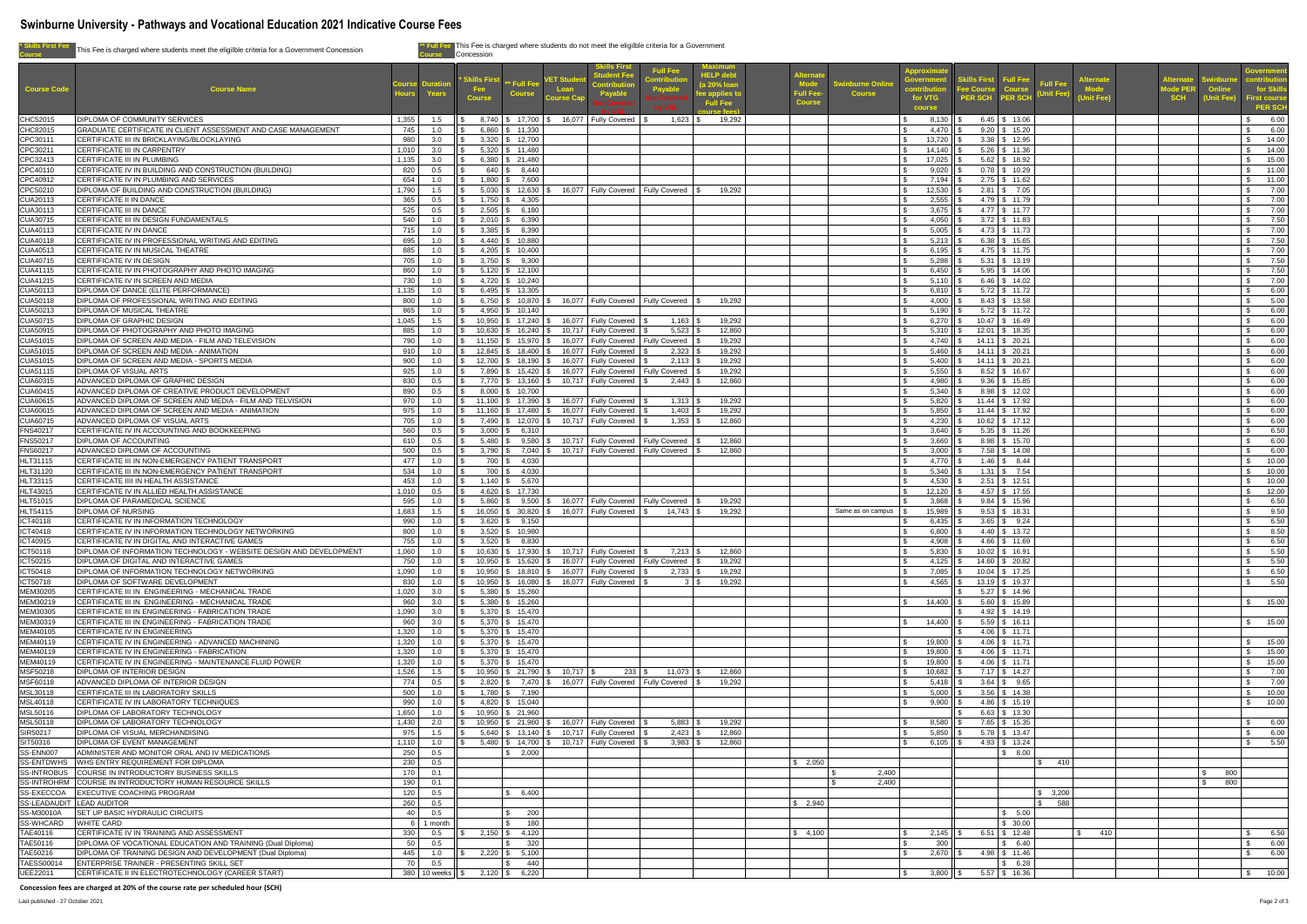# Swinburne University - Pathways and Vocational Education 2021 Indicative Course Fees

**\* Skills First Fee Course**: This Fee is charged where students meet the eligible criteria for a Government Concession

**\*\* Full Fee Course**: This Fee is charged where students do not meet the eligible criteria for a Government Concession

| Course Code | Course Name | Course Hours | Duration Years | * Skills First Fee Course | ** Full Fee Course | VET Student Loan Course Cap | Skills First Student Fee Contribution Payable (not covered by VSL) | Full Fee Contribution Payable (not covered by VSL) | Maximum HELP debt (a 20% loan fee applies to Full Fee course fees) | Alternate Mode Full Fee-Course | Swinburne Online Course | Approximate Government contribution for VTG course | Skills First Fee Course PER SCH | Full Fee Course PER SCH | Full Fee (Unit Fee) | Alternate Mode (Unit Fee) | Alternate Mode PER SCH | Swinburne Online (Unit Fee) | Government contribution for Skills First course PER SCH |
|---|---|---|---|---|---|---|---|---|---|---|---|---|---|---|---|---|---|---|---|
| CHC52015 | DIPLOMA OF COMMUNITY SERVICES | 1,355 | 1.5 | $ 8,740 | $ 17,700 | $ 16,077 | Fully Covered | $ 1,623 | $ 19,292 | | | $ 8,130 | $ 6.45 | $ 13.06 | | | | | $ 6.00 |
| CHC82015 | GRADUATE CERTIFICATE IN CLIENT ASSESSMENT AND CASE MANAGEMENT | 745 | 1.0 | $ 6,860 | $ 11,330 | | | | | | | $ 4,470 | $ 9.20 | $ 15.20 | | | | | $ 6.00 |
| CPC30111 | CERTIFICATE III IN BRICKLAYING/BLOCKLAYING | 980 | 3.0 | $ 3,320 | $ 12,700 | | | | | | | $ 13,720 | $ 3.38 | $ 12.95 | | | | | $ 14.00 |
| CPC30211 | CERTIFICATE III IN CARPENTRY | 1,010 | 3.0 | $ 5,320 | $ 11,480 | | | | | | | $ 14,140 | $ 5.26 | $ 11.36 | | | | | $ 14.00 |
| CPC32413 | CERTIFICATE III IN PLUMBING | 1,135 | 3.0 | $ 6,380 | $ 21,480 | | | | | | | $ 17,025 | $ 5.62 | $ 18.92 | | | | | $ 15.00 |
| CPC40110 | CERTIFICATE IV IN BUILDING AND CONSTRUCTION (BUILDING) | 820 | 0.5 | $ 640 | $ 8,440 | | | | | | | $ 9,020 | $ 0.78 | $ 10.29 | | | | | $ 11.00 |
| CPC40912 | CERTIFICATE IV IN PLUMBING AND SERVICES | 654 | 1.0 | $ 1,800 | $ 7,600 | | | | | | | $ 7,194 | $ 2.75 | $ 11.62 | | | | | $ 11.00 |
| CPC50210 | DIPLOMA OF BUILDING AND CONSTRUCTION (BUILDING) | 1,790 | 1.5 | $ 5,030 | $ 12,630 | $ 16,077 | Fully Covered | Fully Covered | $ 19,292 | | | $ 12,530 | $ 2.81 | $ 7.05 | | | | | $ 7.00 |
| CUA20113 | CERTIFICATE II IN DANCE | 365 | 0.5 | $ 1,750 | $ 4,305 | | | | | | | $ 2,555 | $ 4.79 | $ 11.79 | | | | | $ 7.00 |
| CUA30113 | CERTIFICATE III IN DANCE | 525 | 0.5 | $ 2,505 | $ 6,180 | | | | | | | $ 3,675 | $ 4.77 | $ 11.77 | | | | | $ 7.00 |
| CUA30715 | CERTIFICATE III IN DESIGN FUNDAMENTALS | 540 | 1.0 | $ 2,010 | $ 6,390 | | | | | | | $ 4,050 | $ 3.72 | $ 11.83 | | | | | $ 7.50 |
| CUA40113 | CERTIFICATE IV IN DANCE | 715 | 1.0 | $ 3,385 | $ 8,390 | | | | | | | $ 5,005 | $ 4.73 | $ 11.73 | | | | | $ 7.00 |
| CUA40118 | CERTIFICATE IV IN PROFESSIONAL WRITING AND EDITING | 695 | 1.0 | $ 4,440 | $ 10,880 | | | | | | | $ 5,213 | $ 6.38 | $ 15.65 | | | | | $ 7.50 |
| CUA40513 | CERTIFICATE IV IN MUSICAL THEATRE | 885 | 1.0 | $ 4,205 | $ 10,400 | | | | | | | $ 6,195 | $ 4.75 | $ 11.75 | | | | | $ 7.00 |
| CUA40715 | CERTIFICATE IV IN DESIGN | 705 | 1.0 | $ 3,750 | $ 9,300 | | | | | | | $ 5,288 | $ 5.31 | $ 13.19 | | | | | $ 7.50 |
| CUA41115 | CERTIFICATE IV IN PHOTOGRAPHY AND PHOTO IMAGING | 860 | 1.0 | $ 5,120 | $ 12,100 | | | | | | | $ 6,450 | $ 5.95 | $ 14.06 | | | | | $ 7.50 |
| CUA41215 | CERTIFICATE IV IN SCREEN AND MEDIA | 730 | 1.0 | $ 4,720 | $ 10,240 | | | | | | | $ 5,110 | $ 6.46 | $ 14.02 | | | | | $ 7.00 |
| CUA50113 | DIPLOMA OF DANCE (ELITE PERFORMANCE) | 1,135 | 1.0 | $ 6,495 | $ 13,305 | | | | | | | $ 6,810 | $ 5.72 | $ 11.72 | | | | | $ 6.00 |
| CUA50118 | DIPLOMA OF PROFESSIONAL WRITING AND EDITING | 800 | 1.0 | $ 6,750 | $ 10,870 | $ 16,077 | Fully Covered | Fully Covered | $ 19,292 | | | $ 4,000 | $ 8.43 | $ 13.58 | | | | | $ 5.00 |
| CUA50213 | DIPLOMA OF MUSICAL THEATRE | 865 | 1.0 | $ 4,950 | $ 10,140 | | | | | | | $ 5,190 | $ 5.72 | $ 11.72 | | | | | $ 6.00 |
| CUA50715 | DIPLOMA OF GRAPHIC DESIGN | 1,045 | 1.5 | $ 10,950 | $ 17,240 | $ 16,077 | Fully Covered | $ 1,163 | $ 19,292 | | | $ 6,270 | $ 10.47 | $ 16.49 | | | | | $ 6.00 |
| CUA50915 | DIPLOMA OF PHOTOGRAPHY AND PHOTO IMAGING | 885 | 1.0 | $ 10,630 | $ 16,240 | $ 10,717 | Fully Covered | $ 5,523 | $ 12,860 | | | $ 5,310 | $ 12.01 | $ 18.35 | | | | | $ 6.00 |
| CUA51015 | DIPLOMA OF SCREEN AND MEDIA - FILM AND TELEVISION | 790 | 1.0 | $ 11,150 | $ 15,970 | $ 16,077 | Fully Covered | Fully Covered | $ 19,292 | | | $ 4,740 | $ 14.11 | $ 20.21 | | | | | $ 6.00 |
| CUA51015 | DIPLOMA OF SCREEN AND MEDIA - ANIMATION | 910 | 1.0 | $ 12,845 | $ 18,400 | $ 16,077 | Fully Covered | $ 2,323 | $ 19,292 | | | $ 5,460 | $ 14.11 | $ 20.21 | | | | | $ 6.00 |
| CUA51015 | DIPLOMA OF SCREEN AND MEDIA - SPORTS MEDIA | 900 | 1.0 | $ 12,700 | $ 18,190 | $ 16,077 | Fully Covered | $ 2,113 | $ 19,292 | | | $ 5,400 | $ 14.11 | $ 20.21 | | | | | $ 6.00 |
| CUA51115 | DIPLOMA OF VISUAL ARTS | 925 | 1.0 | $ 7,890 | $ 15,420 | $ 16,077 | Fully Covered | Fully Covered | $ 19,292 | | | $ 5,550 | $ 8.52 | $ 16.67 | | | | | $ 6.00 |
| CUA60315 | ADVANCED DIPLOMA OF GRAPHIC DESIGN | 830 | 0.5 | $ 7,770 | $ 13,160 | $ 10,717 | Fully Covered | $ 2,443 | $ 12,860 | | | $ 4,980 | $ 9.36 | $ 15.85 | | | | | $ 6.00 |
| CUA60415 | ADVANCED DIPLOMA OF CREATIVE PRODUCT DEVELOPMENT | 890 | 0.5 | $ 8,000 | $ 10,700 | | | | | | | $ 5,340 | $ 8.98 | $ 12.02 | | | | | $ 6.00 |
| CUA60615 | ADVANCED DIPLOMA OF SCREEN AND MEDIA - FILM AND TELVISION | 970 | 1.0 | $ 11,100 | $ 17,390 | $ 16,077 | Fully Covered | $ 1,313 | $ 19,292 | | | $ 5,820 | $ 11.44 | $ 17.92 | | | | | $ 6.00 |
| CUA60615 | ADVANCED DIPLOMA OF SCREEN AND MEDIA - ANIMATION | 975 | 1.0 | $ 11,160 | $ 17,480 | $ 16,077 | Fully Covered | $ 1,403 | $ 19,292 | | | $ 5,850 | $ 11.44 | $ 17.92 | | | | | $ 6.00 |
| CUA60715 | ADVANCED DIPLOMA OF VISUAL ARTS | 705 | 1.0 | $ 7,490 | $ 12,070 | $ 10,717 | Fully Covered | $ 1,353 | $ 12,860 | | | $ 4,230 | $ 10.62 | $ 17.12 | | | | | $ 6.00 |
| FNS40217 | CERTIFICATE IV IN ACCOUNTING AND BOOKKEEPING | 560 | 0.5 | $ 3,000 | $ 6,310 | | | | | | | $ 3,640 | $ 5.35 | $ 11.26 | | | | | $ 6.50 |
| FNS50217 | DIPLOMA OF ACCOUNTING | 610 | 0.5 | $ 5,480 | $ 9,580 | $ 10,717 | Fully Covered | Fully Covered | $ 12,860 | | | $ 3,660 | $ 8.98 | $ 15.70 | | | | | $ 6.00 |
| FNS60217 | ADVANCED DIPLOMA OF ACCOUNTING | 500 | 0.5 | $ 3,790 | $ 7,040 | $ 10,717 | Fully Covered | Fully Covered | $ 12,860 | | | $ 3,000 | $ 7.58 | $ 14.08 | | | | | $ 6.00 |
| HLT31115 | CERTIFICATE III IN NON-EMERGENCY PATIENT TRANSPORT | 477 | 1.0 | $ 700 | $ 4,030 | | | | | | | $ 4,770 | $ 1.46 | $ 8.44 | | | | | $ 10.00 |
| HLT31120 | CERTIFICATE III IN NON-EMERGENCY PATIENT TRANSPORT | 534 | 1.0 | $ 700 | $ 4,030 | | | | | | | $ 5,340 | $ 1.31 | $ 7.54 | | | | | $ 10.00 |
| HLT33115 | CERTIFICATE IIII IN HEALTH ASSISTANCE | 453 | 1.0 | $ 1,140 | $ 5,670 | | | | | | | $ 4,530 | $ 2.51 | $ 12.51 | | | | | $ 10.00 |
| HLT43015 | CERTIFICATE IV IN ALLIED HEALTH ASSISTANCE | 1,010 | 0.5 | $ 4,620 | $ 17,730 | | | | | | | $ 12,120 | $ 4.57 | $ 17.55 | | | | | $ 12.00 |
| HLT51015 | DIPLOMA OF PARAMEDICAL SCIENCE | 595 | 1.0 | $ 5,860 | $ 9,500 | $ 16,077 | Fully Covered | Fully Covered | $ 19,292 | | | $ 3,868 | $ 9.84 | $ 15.96 | | | | | $ 6.50 |
| HLT54115 | DIPLOMA OF NURSING | 1,683 | 1.5 | $ 16,050 | $ 30,820 | $ 16,077 | Fully Covered | $ 14,743 | $ 19,292 | | Same as on campus | $ 15,989 | $ 9.53 | $ 18.31 | | | | | $ 9.50 |
| ICT40118 | CERTIFICATE IV IN INFORMATION TECHNOLOGY | 990 | 1.0 | $ 3,620 | $ 9,150 | | | | | | | $ 6,435 | $ 3.65 | $ 9.24 | | | | | $ 6.50 |
| ICT40418 | CERTIFICATE IV IN INFORMATION TECHNOLOGY NETWORKING | 800 | 1.0 | $ 3,520 | $ 10,980 | | | | | | | $ 6,800 | $ 4.40 | $ 13.72 | | | | | $ 8.50 |
| ICT40915 | CERTIFICATE IV IN DIGITAL AND INTERACTIVE GAMES | 755 | 1.0 | $ 3,520 | $ 8,830 | | | | | | | $ 4,908 | $ 4.66 | $ 11.69 | | | | | $ 6.50 |
| ICT50118 | DIPLOMA OF INFORMATION TECHNOLOGY - WEBSITE DESIGN AND DEVELOPMENT | 1,060 | 1.0 | $ 10,630 | $ 17,930 | $ 10,717 | Fully Covered | $ 7,213 | $ 12,860 | | | $ 5,830 | $ 10.02 | $ 16.91 | | | | | $ 5.50 |
| ICT50215 | DIPLOMA OF DIGITAL AND INTERACTIVE GAMES | 750 | 1.0 | $ 10,950 | $ 15,620 | $ 16,077 | Fully Covered | Fully Covered | $ 19,292 | | | $ 4,125 | $ 14.60 | $ 20.82 | | | | | $ 5.50 |
| ICT50418 | DIPLOMA OF INFORMATION TECHNOLOGY NETWORKING | 1,090 | 1.0 | $ 10,950 | $ 18,810 | $ 16,077 | Fully Covered | $ 2,733 | $ 19,292 | | | $ 7,085 | $ 10.04 | $ 17.25 | | | | | $ 6.50 |
| ICT50718 | DIPLOMA OF SOFTWARE DEVELOPMENT | 830 | 1.0 | $ 10,950 | $ 16,080 | $ 16,077 | Fully Covered | $ 3 | $ 19,292 | | | $ 4,565 | $ 13.19 | $ 19.37 | | | | | $ 5.50 |
| MEM30205 | CERTIFICATE III IN ENGINEERING - MECHANICAL TRADE | 1,020 | 3.0 | $ 5,380 | $ 15,260 | | | | | | | | $ 5.27 | $ 14.96 | | | | | |
| MEM30219 | CERTIFICATE III IN ENGINEERING - MECHANICAL TRADE | 960 | 3.0 | $ 5,380 | $ 15,260 | | | | | | | $ 14,400 | $ 5.60 | $ 15.89 | | | | | $ 15.00 |
| MEM30305 | CERTIFICATE III IN ENGINEERING - FABRICATION TRADE | 1,090 | 3.0 | $ 5,370 | $ 15,470 | | | | | | | | $ 4.92 | $ 14.19 | | | | | |
| MEM30319 | CERTIFICATE III IN ENGINEERING - FABRICATION TRADE | 960 | 3.0 | $ 5,370 | $ 15,470 | | | | | | | $ 14,400 | $ 5.59 | $ 16.11 | | | | | $ 15.00 |
| MEM40105 | CERTIFICATE IV IN ENGINEERING | 1,320 | 1.0 | $ 5,370 | $ 15,470 | | | | | | | | $ 4.06 | $ 11.71 | | | | | |
| MEM40119 | CERTIFICATE IV IN ENGINEERING - ADVANCED MACHINING | 1,320 | 1.0 | $ 5,370 | $ 15,470 | | | | | | | $ 19,800 | $ 4.06 | $ 11.71 | | | | | $ 15.00 |
| MEM40119 | CERTIFICATE IV IN ENGINEERING - FABRICATION | 1,320 | 1.0 | $ 5,370 | $ 15,470 | | | | | | | $ 19,800 | $ 4.06 | $ 11.71 | | | | | $ 15.00 |
| MEM40119 | CERTIFICATE IV IN ENGINEERING - MAINTENANCE FLUID POWER | 1,320 | 1.0 | $ 5,370 | $ 15,470 | | | | | | | $ 19,800 | $ 4.06 | $ 11.71 | | | | | $ 15.00 |
| MSF50218 | DIPLOMA OF INTERIOR DESIGN | 1,526 | 1.5 | $ 10,950 | $ 21,790 | $ 10,717 | $ 233 | $ 11,073 | $ 12,860 | | | $ 10,682 | $ 7.17 | $ 14.27 | | | | | $ 7.00 |
| MSF60118 | ADVANCED DIPLOMA OF INTERIOR DESIGN | 774 | 0.5 | $ 2,820 | $ 7,470 | $ 16,077 | Fully Covered | Fully Covered | $ 19,292 | | | $ 5,418 | $ 3.64 | $ 9.65 | | | | | $ 7.00 |
| MSL30118 | CERTIFICATE III IN LABORATORY SKILLS | 500 | 1.0 | $ 1,780 | $ 7,190 | | | | | | | $ 5,000 | $ 3.56 | $ 14.38 | | | | | $ 10.00 |
| MSL40118 | CERTIFICATE IV IN LABORATORY TECHNIQUES | 990 | 1.0 | $ 4,820 | $ 15,040 | | | | | | | $ 9,900 | $ 4.86 | $ 15.19 | | | | | $ 10.00 |
| MSL50116 | DIPLOMA OF LABORATORY TECHNOLOGY | 1,650 | 1.0 | $ 10,950 | $ 21,960 | | | | | | | | $ 6.63 | $ 13.30 | | | | | |
| MSL50118 | DIPLOMA OF LABORATORY TECHNOLOGY | 1,430 | 2.0 | $ 10,950 | $ 21,960 | $ 16,077 | Fully Covered | $ 5,883 | $ 19,292 | | | $ 8,580 | $ 7.65 | $ 15.35 | | | | | $ 6.00 |
| SIR50217 | DIPLOMA OF VISUAL MERCHANDISING | 975 | 1.5 | $ 5,640 | $ 13,140 | $ 10,717 | Fully Covered | $ 2,423 | $ 12,860 | | | $ 5,850 | $ 5.78 | $ 13.47 | | | | | $ 6.00 |
| SIT50316 | DIPLOMA OF EVENT MANAGEMENT | 1,110 | 1.0 | $ 5,480 | $ 14,700 | $ 10,717 | Fully Covered | $ 3,983 | $ 12,860 | | | $ 6,105 | $ 4.93 | $ 13.24 | | | | | $ 5.50 |
| SS-ENN007 | ADMINISTER AND MONITOR ORAL AND IV MEDICATIONS | 250 | 0.5 | | $ 2,000 | | | | | | | | | $ 8.00 | | | | | |
| SS-ENTDWHS | WHS ENTRY REQUIREMENT FOR DIPLOMA | 230 | 0.5 | | | | | | | $ 2,050 | | | | | $ 410 | | | | |
| SS-INTROBUS | COURSE IN INTRODUCTORY BUSINESS SKILLS | 170 | 0.1 | | | | | | | | $ 2,400 | | | | | | | $ 800 | |
| SS-INTROHRM | COURSE IN INTRODUCTORY HUMAN RESOURCE SKILLS | 190 | 0.1 | | | | | | | | $ 2,400 | | | | | | | $ 800 | |
| SS-EXECCOA | EXECUTIVE COACHING PROGRAM | 120 | 0.5 | | $ 6,400 | | | | | | | | | | $ 3,200 | | | | |
| SS-LEADAUDIT | LEAD AUDITOR | 260 | 0.5 | | | | | | | $ 2,940 | | | | | $ 588 | | | | |
| SS-M30010A | SET UP BASIC HYDRAULIC CIRCUITS | 40 | 0.5 | | $ 200 | | | | | | | | | $ 5.00 | | | | | |
| SS-WHCARD | WHITE CARD | 6 | 1 month | | $ 180 | | | | | | | | | $ 30.00 | | | | | |
| TAE40116 | CERTIFICATE IV IN TRAINING AND ASSESSMENT | 330 | 0.5 | $ 2,150 | $ 4,120 | | | | | $ 4,100 | | $ 2,145 | $ 6.51 | $ 12.48 | | $ 410 | | | $ 6.50 |
| TAE50116 | DIPLOMA OF VOCATIONAL EDUCATION AND TRAINING (Dual Diploma) | 50 | 0.5 | | $ 320 | | | | | | | $ 300 | | $ 6.40 | | | | | $ 6.00 |
| TAE50216 | DIPLOMA OF TRAINING DESIGN AND DEVELOPMENT (Dual Diploma) | 445 | 1.0 | $ 2,220 | $ 5,100 | | | | | | | $ 2,670 | $ 4.98 | $ 11.46 | | | | | $ 6.00 |
| TAESS00014 | ENTERPRISE TRAINER - PRESENTING SKILL SET | 70 | 0.5 | | $ 440 | | | | | | | | | $ 6.28 | | | | | |
| UEE22011 | CERTIFICATE II IN ELECTROTECHNOLOGY (CAREER START) | 380 | 10 weeks | $ 2,120 | $ 6,220 | | | | | | | $ 3,800 | $ 5.57 | $ 16.36 | | | | | $ 10.00 |

**Concession fees are charged at 20% of the course rate per scheduled hour (SCH)**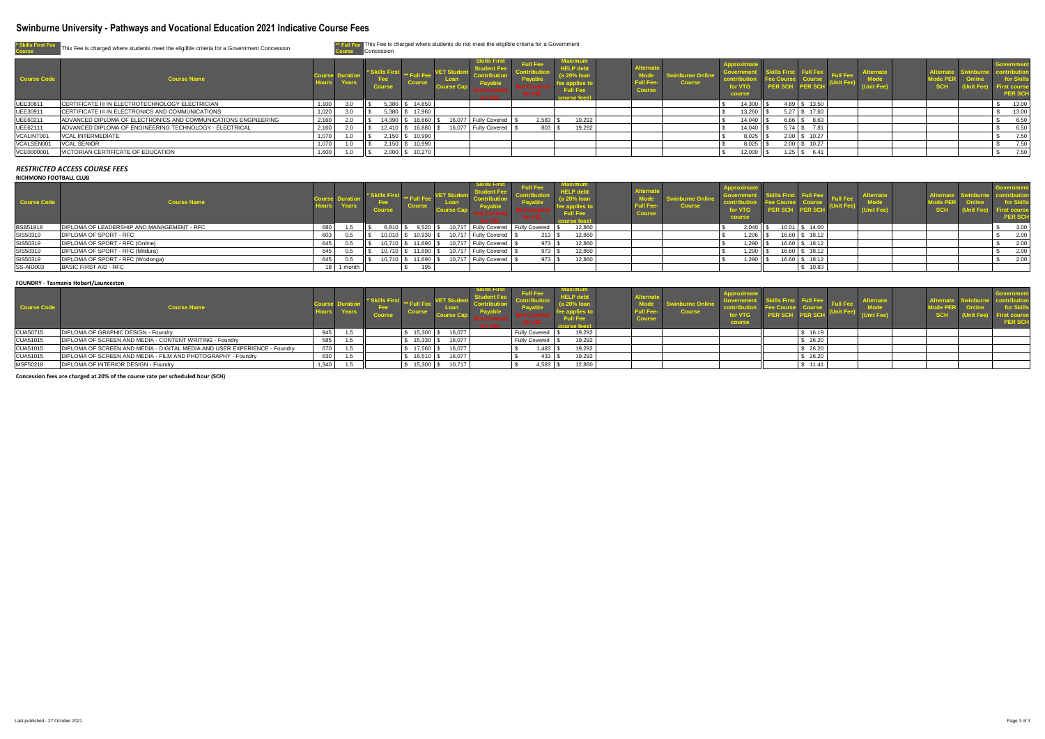# Swinburne University - Pathways and Vocational Education 2021 Indicative Course Fees

**\* Skills First Fee Course** This Fee is charged where students meet the eligilble criteria for a Government Concession

**\*\* Full Fee Course** This Fee is charged where students do not meet the eligilble criteria for a Government Concession

| Course Code | Course Name | Course Hours | Duration Years | * Skills First Fee Course | ** Full Fee Course | VET Student Loan Course Cap | Skills First Student Fee Contribution Payable (Not Covered by VSL) | Full Fee Contribution Payable (Not Covered by VSL) | Maximum HELP debt (a 20% loan fee applies to Full Fee course fees) | Alternate Mode Full Fee Course | Swinburne Online Course | Approximate Government contribution for VTG course | Skills First Fee Course PER SCH | Full Fee Course PER SCH | Full Fee (Unit Fee) | Alternate Mode (Unit Fee) | Alternate Mode PER SCH | Swinburne Online (Unit Fee) | Government contribution for Skills First course PER SCH |
|---|---|---|---|---|---|---|---|---|---|---|---|---|---|---|---|---|---|---|---|
| UEE30811 | CERTIFICATE III IN ELECTROTECHNOLOGY ELECTRICIAN | 1,100 | 3.0 | $5,380 | $14,850 | | | | | | | $14,300 | $4.89 | $13.50 | | | | | $13.00 |
| UEE30911 | CERTIFICATE III IN ELECTRONICS AND COMMUNICATIONS | 1,020 | 3.0 | $5,380 | $17,960 | | | | | | | $13,260 | $5.27 | $17.60 | | | | | $13.00 |
| UEE60211 | ADVANCED DIPLOMA OF ELECTRONICS AND COMMUNICATIONS ENGINEERING | 2,160 | 2.0 | $14,390 | $18,660 | $16,077 | Fully Covered | $2,583 | $19,292 | | | $14,040 | $6.66 | $8.63 | | | | | $6.50 |
| UEE62111 | ADVANCED DIPLOMA OF ENGINEERING TECHNOLOGY - ELECTRICAL | 2,160 | 2.0 | $12,410 | $16,880 | $16,077 | Fully Covered | $803 | $19,292 | | | $14,040 | $5.74 | $7.81 | | | | | $6.50 |
| VCALINT001 | VCAL INTERMEDIATE | 1,070 | 1.0 | $2,150 | $10,990 | | | | | | | $8,025 | $2.00 | $10.27 | | | | | $7.50 |
| VCALSEN001 | VCAL SENIOR | 1,070 | 1.0 | $2,150 | $10,990 | | | | | | | $8,025 | $2.00 | $10.27 | | | | | $7.50 |
| VCE0000001 | VICTORIAN CERTIFICATE OF EDUCATION | 1,600 | 1.0 | $2,000 | $10,270 | | | | | | | $12,000 | $1.25 | $6.41 | | | | | $7.50 |

## *RESTRICTED ACCESS COURSE FEES*

### RICHMOND FOOTBALL CLUB

| Course Code | Course Name | Course Hours | Duration Years | * Skills First Fee Course | ** Full Fee Course | VET Student Loan Course Cap | Skills First Student Fee Contribution Payable (Not Covered by VSL) | Full Fee Contribution Payable (Not Covered by VSL) | Maximum HELP debt (a 20% loan fee applies to Full Fee course fees) | Alternate Mode Full Fee Course | Swinburne Online Course | Approximate Government contribution for VTG course | Skills First Fee Course PER SCH | Full Fee Course PER SCH | Full Fee (Unit Fee) | Alternate Mode (Unit Fee) | Alternate Mode PER SCH | Swinburne Online (Unit Fee) | Government contribution for Skills First course PER SCH |
|---|---|---|---|---|---|---|---|---|---|---|---|---|---|---|---|---|---|---|---|
| BSB51918 | DIPLOMA OF LEADERSHIP AND MANAGEMENT - RFC | 680 | 1.5 | $6,810 | $9,520 | $10,717 | Fully Covered | Fully Covered | $12,860 | | | $2,040 | $10.01 | $14.00 | | | | | $3.00 |
| SIS50319 | DIPLOMA OF SPORT - RFC | 603 | 0.5 | $10,010 | $10,930 | $10,717 | Fully Covered | $213 | $12,860 | | | $1,206 | $16.60 | $18.12 | | | | | $2.00 |
| SIS50319 | DIPLOMA OF SPORT - RFC (Online) | 645 | 0.5 | $10,710 | $11,690 | $10,717 | Fully Covered | $973 | $12,860 | | | $1,290 | $16.60 | $18.12 | | | | | $2.00 |
| SIS50319 | DIPLOMA OF SPORT - RFC (Mildura) | 645 | 0.5 | $10,710 | $11,690 | $10,717 | Fully Covered | $973 | $12,860 | | | $1,290 | $16.60 | $18.12 | | | | | $2.00 |
| SIS50319 | DIPLOMA OF SPORT - RFC (Wodonga) | 645 | 0.5 | $10,710 | $11,690 | $10,717 | Fully Covered | $973 | $12,860 | | | $1,290 | $16.60 | $18.12 | | | | | $2.00 |
| SS-AID003 | BASIC FIRST AID - RFC | 18 | 1 month | | $195 | | | | | | | | | $10.83 | | | | | |

### FOUNDRY - Tasmania Hobart/Launceston

| Course Code | Course Name | Course Hours | Duration Years | * Skills First Fee Course | ** Full Fee Course | VET Student Loan Course Cap | Skills First Student Fee Contribution Payable (Not Covered by VSL) | Full Fee Contribution Payable (Not Covered by VSL) | Maximum HELP debt (a 20% loan fee applies to Full Fee course fees) | Alternate Mode Full Fee Course | Swinburne Online Course | Approximate Government contribution for VTG course | Skills First Fee Course PER SCH | Full Fee Course PER SCH | Full Fee (Unit Fee) | Alternate Mode (Unit Fee) | Alternate Mode PER SCH | Swinburne Online (Unit Fee) | Government contribution for Skills First course PER SCH |
|---|---|---|---|---|---|---|---|---|---|---|---|---|---|---|---|---|---|---|---|
| CUA50715 | DIPLOMA OF GRAPHIC DESIGN - Foundry | 945 | 1.5 | | $15,300 | $16,077 | | Fully Covered | $19,292 | | | | | $16.19 | | | | | |
| CUA51015 | DIPLOMA OF SCREEN AND MEDIA - CONTENT WRITING - Foundry | 585 | 1.5 | | $15,330 | $16,077 | | Fully Covered | $19,292 | | | | | $26.20 | | | | | |
| CUA51015 | DIPLOMA OF SCREEN AND MEDIA - DIGITAL MEDIA AND USER EXPERIENCE - Foundry | 670 | 1.5 | | $17,560 | $16,077 | | $1,483 | $19,292 | | | | | $26.20 | | | | | |
| CUA51015 | DIPLOMA OF SCREEN AND MEDIA - FILM AND PHOTOGRAPHY - Foundry | 630 | 1.5 | | $16,510 | $16,077 | | $433 | $19,292 | | | | | $26.20 | | | | | |
| MSF50218 | DIPLOMA OF INTERIOR DESIGN - Foundry | 1,340 | 1.5 | | $15,300 | $10,717 | | $4,583 | $12,860 | | | | | $11.41 | | | | | |

**Concession fees are charged at 20% of the course rate per scheduled hour (SCH)**